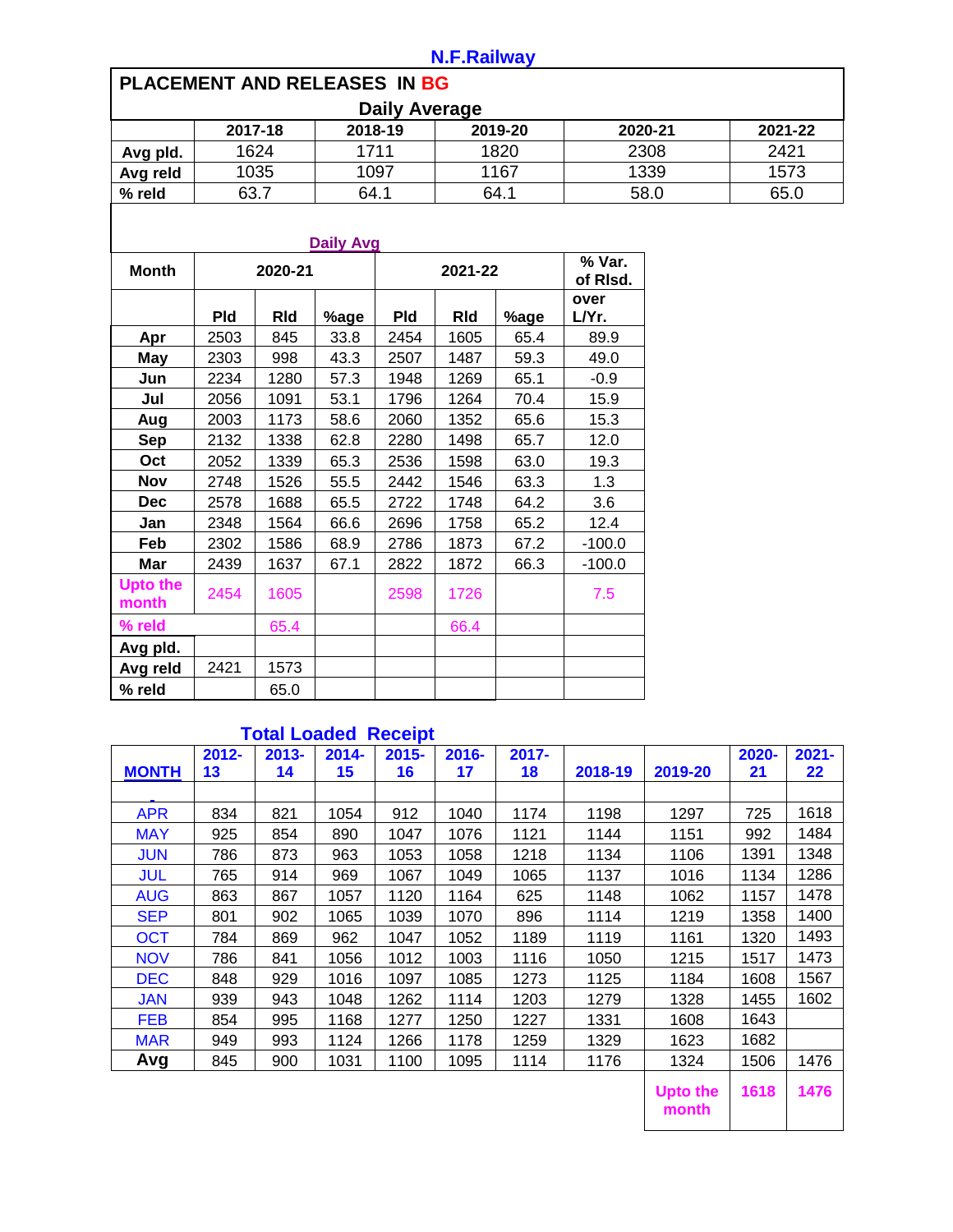N.F.Railway

## PLACEMENT AND RELEASES IN BG

Daily Average

| | 2017-18 | 2018-19 | 2019-20 | 2020-21 | 2021-22 |
|---|---|---|---|---|---|
| Avg pld. | 1624 | 1711 | 1820 | 2308 | 2421 |
| Avg reld | 1035 | 1097 | 1167 | 1339 | 1573 |
| % reld | 63.7 | 64.1 | 64.1 | 58.0 | 65.0 |

Daily Avg

| Month | 2020-21 | | | 2021-22 | | | % Var. of Rlsd. over L/Yr. |
|---|---|---|---|---|---|---|---|
| | Pld | Rld | %age | Pld | Rld | %age | |
| Apr | 2503 | 845 | 33.8 | 2454 | 1605 | 65.4 | 89.9 |
| May | 2303 | 998 | 43.3 | 2507 | 1487 | 59.3 | 49.0 |
| Jun | 2234 | 1280 | 57.3 | 1948 | 1269 | 65.1 | -0.9 |
| Jul | 2056 | 1091 | 53.1 | 1796 | 1264 | 70.4 | 15.9 |
| Aug | 2003 | 1173 | 58.6 | 2060 | 1352 | 65.6 | 15.3 |
| Sep | 2132 | 1338 | 62.8 | 2280 | 1498 | 65.7 | 12.0 |
| Oct | 2052 | 1339 | 65.3 | 2536 | 1598 | 63.0 | 19.3 |
| Nov | 2748 | 1526 | 55.5 | 2442 | 1546 | 63.3 | 1.3 |
| Dec | 2578 | 1688 | 65.5 | 2722 | 1748 | 64.2 | 3.6 |
| Jan | 2348 | 1564 | 66.6 | 2696 | 1758 | 65.2 | 12.4 |
| Feb | 2302 | 1586 | 68.9 | 2786 | 1873 | 67.2 | -100.0 |
| Mar | 2439 | 1637 | 67.1 | 2822 | 1872 | 66.3 | -100.0 |
| Upto the month | 2454 | 1605 | | 2598 | 1726 | | 7.5 |
| % reld | | 65.4 | | | 66.4 | | |
| Avg pld. | | | | | | | |
| Avg reld | 2421 | 1573 | | | | | |
| % reld | | 65.0 | | | | | |

## Total Loaded Receipt

| MONTH | 2012-13 | 2013-14 | 2014-15 | 2015-16 | 2016-17 | 2017-18 | 2018-19 | 2019-20 | 2020-21 | 2021-22 |
|---|---|---|---|---|---|---|---|---|---|---|
| - | | | | | | | | | | |
| APR | 834 | 821 | 1054 | 912 | 1040 | 1174 | 1198 | 1297 | 725 | 1618 |
| MAY | 925 | 854 | 890 | 1047 | 1076 | 1121 | 1144 | 1151 | 992 | 1484 |
| JUN | 786 | 873 | 963 | 1053 | 1058 | 1218 | 1134 | 1106 | 1391 | 1348 |
| JUL | 765 | 914 | 969 | 1067 | 1049 | 1065 | 1137 | 1016 | 1134 | 1286 |
| AUG | 863 | 867 | 1057 | 1120 | 1164 | 625 | 1148 | 1062 | 1157 | 1478 |
| SEP | 801 | 902 | 1065 | 1039 | 1070 | 896 | 1114 | 1219 | 1358 | 1400 |
| OCT | 784 | 869 | 962 | 1047 | 1052 | 1189 | 1119 | 1161 | 1320 | 1493 |
| NOV | 786 | 841 | 1056 | 1012 | 1003 | 1116 | 1050 | 1215 | 1517 | 1473 |
| DEC | 848 | 929 | 1016 | 1097 | 1085 | 1273 | 1125 | 1184 | 1608 | 1567 |
| JAN | 939 | 943 | 1048 | 1262 | 1114 | 1203 | 1279 | 1328 | 1455 | 1602 |
| FEB | 854 | 995 | 1168 | 1277 | 1250 | 1227 | 1331 | 1608 | 1643 | |
| MAR | 949 | 993 | 1124 | 1266 | 1178 | 1259 | 1329 | 1623 | 1682 | |
| Avg | 845 | 900 | 1031 | 1100 | 1095 | 1114 | 1176 | 1324 | 1506 | 1476 |
| | | | | | | | | Upto the month | 1618 | 1476 |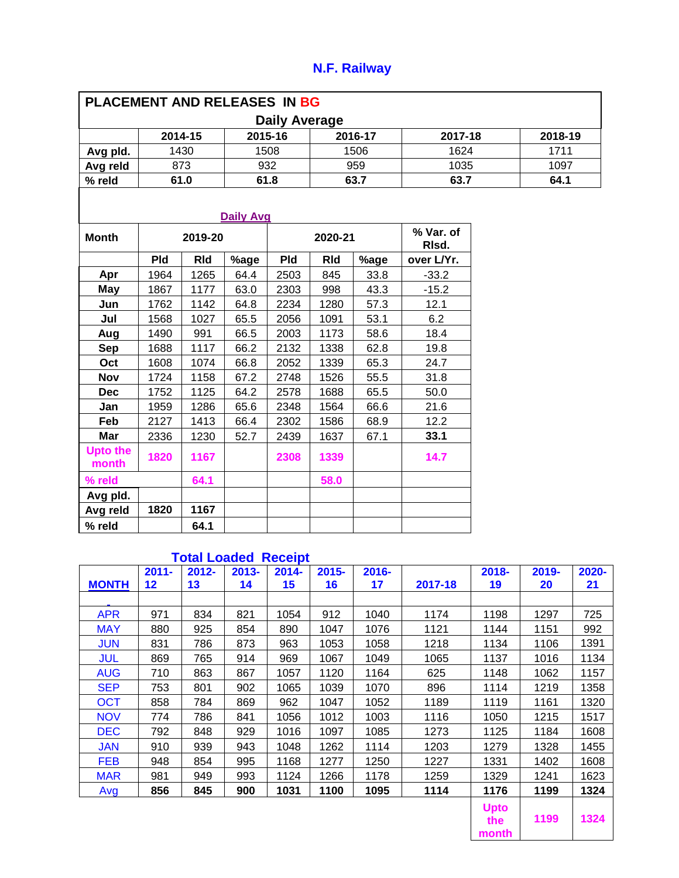## N.F. Railway

| PLACEMENT AND RELEASES IN BG | | | | | |
|---|---|---|---|---|---|
| Daily Average | | | | | |
| | 2014-15 | 2015-16 | 2016-17 | 2017-18 | 2018-19 |
| Avg pld. | 1430 | 1508 | 1506 | 1624 | 1711 |
| Avg reld | 873 | 932 | 959 | 1035 | 1097 |
| % reld | **61.0** | **61.8** | **63.7** | **63.7** | **64.1** |

Daily Avg

| Month | 2019-20 | | | 2020-21 | | | % Var. of Rlsd. |
|---|---|---|---|---|---|---|---|
| | Pld | Rld | %age | Pld | Rld | %age | over L/Yr. |
| Apr | 1964 | 1265 | 64.4 | 2503 | 845 | 33.8 | -33.2 |
| May | 1867 | 1177 | 63.0 | 2303 | 998 | 43.3 | -15.2 |
| Jun | 1762 | 1142 | 64.8 | 2234 | 1280 | 57.3 | 12.1 |
| Jul | 1568 | 1027 | 65.5 | 2056 | 1091 | 53.1 | 6.2 |
| Aug | 1490 | 991 | 66.5 | 2003 | 1173 | 58.6 | 18.4 |
| Sep | 1688 | 1117 | 66.2 | 2132 | 1338 | 62.8 | 19.8 |
| Oct | 1608 | 1074 | 66.8 | 2052 | 1339 | 65.3 | 24.7 |
| Nov | 1724 | 1158 | 67.2 | 2748 | 1526 | 55.5 | 31.8 |
| Dec | 1752 | 1125 | 64.2 | 2578 | 1688 | 65.5 | 50.0 |
| Jan | 1959 | 1286 | 65.6 | 2348 | 1564 | 66.6 | 21.6 |
| Feb | 2127 | 1413 | 66.4 | 2302 | 1586 | 68.9 | 12.2 |
| Mar | 2336 | 1230 | 52.7 | 2439 | 1637 | 67.1 | **33.1** |
| Upto the month | **1820** | **1167** | | **2308** | **1339** | | **14.7** |
| % reld | | **64.1** | | | **58.0** | | |
| Avg pld. | | | | | | | |
| Avg reld | **1820** | **1167** | | | | | |
| % reld | | **64.1** | | | | | |

### Total Loaded Receipt

| MONTH | 2011-12 | 2012-13 | 2013-14 | 2014-15 | 2015-16 | 2016-17 | 2017-18 | 2018-19 | 2019-20 | 2020-21 |
|---|---|---|---|---|---|---|---|---|---|---|
| - | | | | | | | | | | |
| APR | 971 | 834 | 821 | 1054 | 912 | 1040 | 1174 | 1198 | 1297 | 725 |
| MAY | 880 | 925 | 854 | 890 | 1047 | 1076 | 1121 | 1144 | 1151 | 992 |
| JUN | 831 | 786 | 873 | 963 | 1053 | 1058 | 1218 | 1134 | 1106 | 1391 |
| JUL | 869 | 765 | 914 | 969 | 1067 | 1049 | 1065 | 1137 | 1016 | 1134 |
| AUG | 710 | 863 | 867 | 1057 | 1120 | 1164 | 625 | 1148 | 1062 | 1157 |
| SEP | 753 | 801 | 902 | 1065 | 1039 | 1070 | 896 | 1114 | 1219 | 1358 |
| OCT | 858 | 784 | 869 | 962 | 1047 | 1052 | 1189 | 1119 | 1161 | 1320 |
| NOV | 774 | 786 | 841 | 1056 | 1012 | 1003 | 1116 | 1050 | 1215 | 1517 |
| DEC | 792 | 848 | 929 | 1016 | 1097 | 1085 | 1273 | 1125 | 1184 | 1608 |
| JAN | 910 | 939 | 943 | 1048 | 1262 | 1114 | 1203 | 1279 | 1328 | 1455 |
| FEB | 948 | 854 | 995 | 1168 | 1277 | 1250 | 1227 | 1331 | 1402 | 1608 |
| MAR | 981 | 949 | 993 | 1124 | 1266 | 1178 | 1259 | 1329 | 1241 | 1623 |
| Avg | **856** | **845** | **900** | **1031** | **1100** | **1095** | **1114** | **1176** | **1199** | **1324** |
| | | | | | | | | **Upto the month** | **1199** | **1324** |